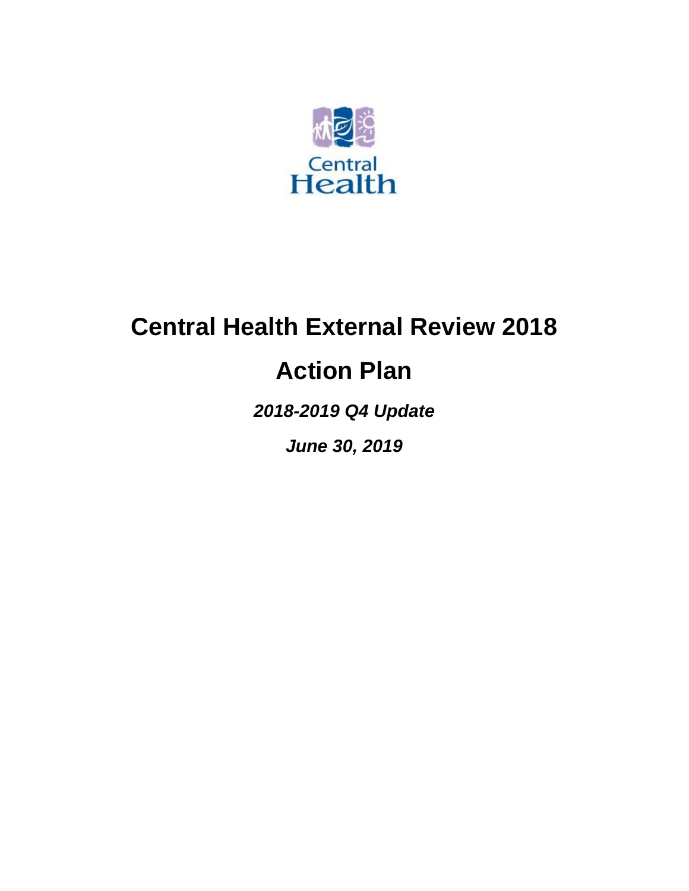Central Health

# Central Health External Review 2018

# Action Plan

***2018-2019 Q4 Update***

***June 30, 2019***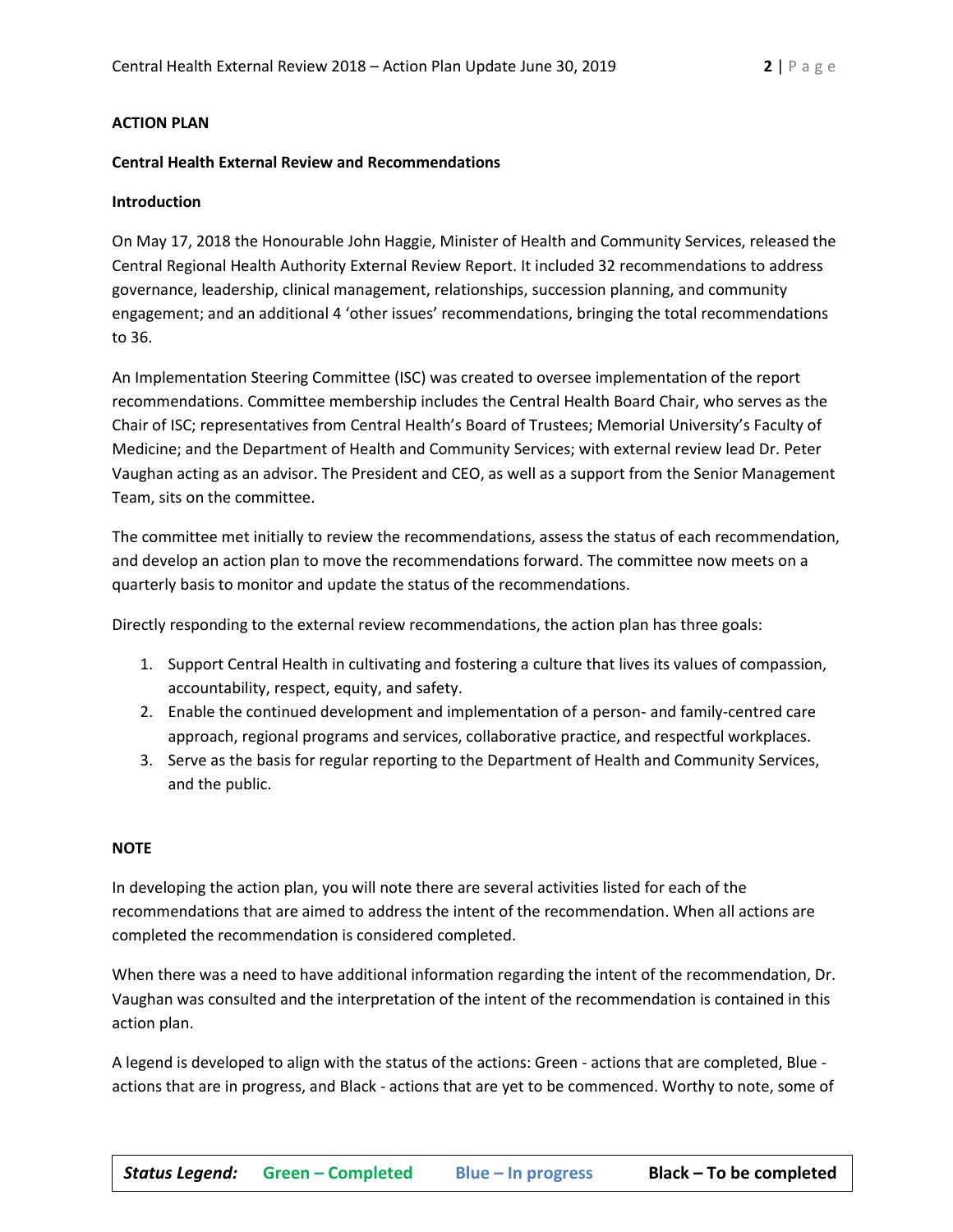**ACTION PLAN**

**Central Health External Review and Recommendations**

**Introduction**

On May 17, 2018 the Honourable John Haggie, Minister of Health and Community Services, released the Central Regional Health Authority External Review Report. It included 32 recommendations to address governance, leadership, clinical management, relationships, succession planning, and community engagement; and an additional 4 'other issues' recommendations, bringing the total recommendations to 36.

An Implementation Steering Committee (ISC) was created to oversee implementation of the report recommendations. Committee membership includes the Central Health Board Chair, who serves as the Chair of ISC; representatives from Central Health's Board of Trustees; Memorial University's Faculty of Medicine; and the Department of Health and Community Services; with external review lead Dr. Peter Vaughan acting as an advisor. The President and CEO, as well as a support from the Senior Management Team, sits on the committee.

The committee met initially to review the recommendations, assess the status of each recommendation, and develop an action plan to move the recommendations forward. The committee now meets on a quarterly basis to monitor and update the status of the recommendations.

Directly responding to the external review recommendations, the action plan has three goals:

1. Support Central Health in cultivating and fostering a culture that lives its values of compassion, accountability, respect, equity, and safety.
2. Enable the continued development and implementation of a person- and family-centred care approach, regional programs and services, collaborative practice, and respectful workplaces.
3. Serve as the basis for regular reporting to the Department of Health and Community Services, and the public.

**NOTE**

In developing the action plan, you will note there are several activities listed for each of the recommendations that are aimed to address the intent of the recommendation. When all actions are completed the recommendation is considered completed.

When there was a need to have additional information regarding the intent of the recommendation, Dr. Vaughan was consulted and the interpretation of the intent of the recommendation is contained in this action plan.

A legend is developed to align with the status of the actions: Green - actions that are completed, Blue - actions that are in progress, and Black - actions that are yet to be commenced. Worthy to note, some of

| ***Status Legend:*** | **Green – Completed** | **Blue – In progress** | **Black – To be completed** |
|---|---|---|---|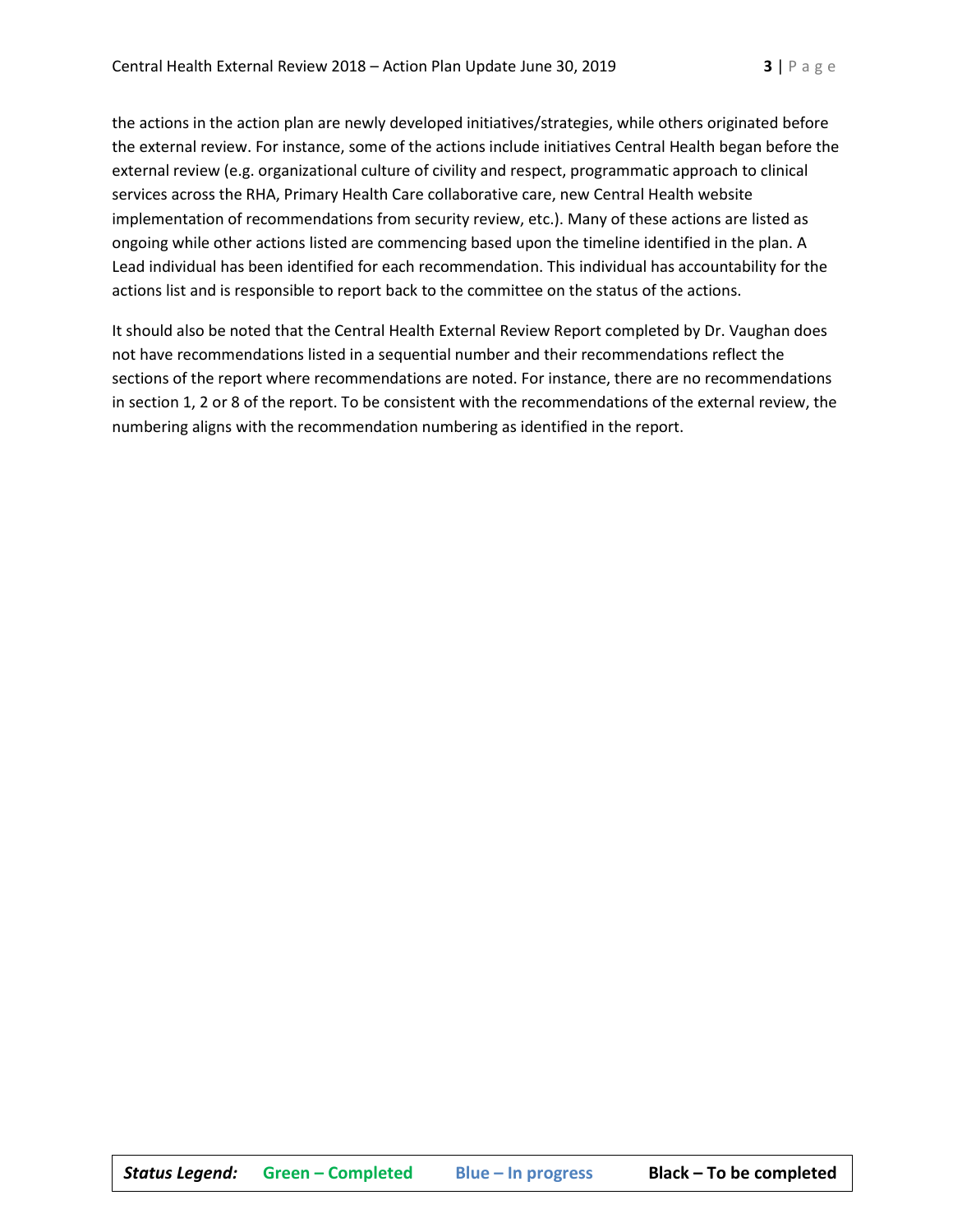the actions in the action plan are newly developed initiatives/strategies, while others originated before the external review. For instance, some of the actions include initiatives Central Health began before the external review (e.g. organizational culture of civility and respect, programmatic approach to clinical services across the RHA, Primary Health Care collaborative care, new Central Health website implementation of recommendations from security review, etc.). Many of these actions are listed as ongoing while other actions listed are commencing based upon the timeline identified in the plan. A Lead individual has been identified for each recommendation. This individual has accountability for the actions list and is responsible to report back to the committee on the status of the actions.

It should also be noted that the Central Health External Review Report completed by Dr. Vaughan does not have recommendations listed in a sequential number and their recommendations reflect the sections of the report where recommendations are noted. For instance, there are no recommendations in section 1, 2 or 8 of the report. To be consistent with the recommendations of the external review, the numbering aligns with the recommendation numbering as identified in the report.

| ***Status Legend:*** | **Green – Completed** | **Blue – In progress** | **Black – To be completed** |
|---|---|---|---|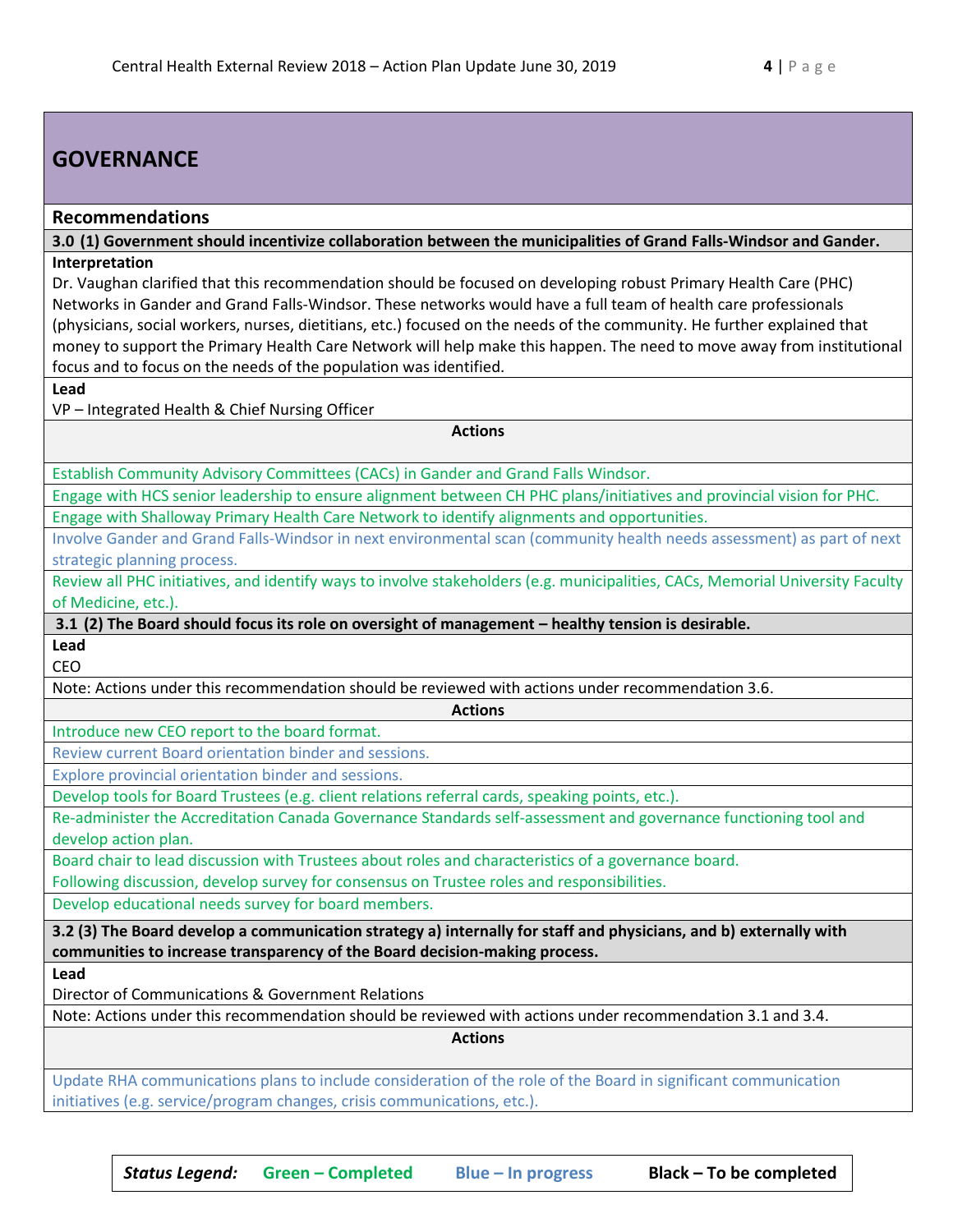## GOVERNANCE

### Recommendations

**3.0 (1) Government should incentivize collaboration between the municipalities of Grand Falls-Windsor and Gander.**

**Interpretation**

Dr. Vaughan clarified that this recommendation should be focused on developing robust Primary Health Care (PHC) Networks in Gander and Grand Falls-Windsor. These networks would have a full team of health care professionals (physicians, social workers, nurses, dietitians, etc.) focused on the needs of the community. He further explained that money to support the Primary Health Care Network will help make this happen. The need to move away from institutional focus and to focus on the needs of the population was identified.

**Lead**

VP – Integrated Health & Chief Nursing Officer

**Actions**

- Establish Community Advisory Committees (CACs) in Gander and Grand Falls Windsor.
- Engage with HCS senior leadership to ensure alignment between CH PHC plans/initiatives and provincial vision for PHC.
- Engage with Shalloway Primary Health Care Network to identify alignments and opportunities.
- Involve Gander and Grand Falls-Windsor in next environmental scan (community health needs assessment) as part of next strategic planning process.
- Review all PHC initiatives, and identify ways to involve stakeholders (e.g. municipalities, CACs, Memorial University Faculty of Medicine, etc.).

**3.1 (2) The Board should focus its role on oversight of management – healthy tension is desirable.**

**Lead**

CEO

Note: Actions under this recommendation should be reviewed with actions under recommendation 3.6.

**Actions**

- Introduce new CEO report to the board format.
- Review current Board orientation binder and sessions.
- Explore provincial orientation binder and sessions.
- Develop tools for Board Trustees (e.g. client relations referral cards, speaking points, etc.).
- Re-administer the Accreditation Canada Governance Standards self-assessment and governance functioning tool and develop action plan.
- Board chair to lead discussion with Trustees about roles and characteristics of a governance board. Following discussion, develop survey for consensus on Trustee roles and responsibilities.
- Develop educational needs survey for board members.

**3.2 (3) The Board develop a communication strategy a) internally for staff and physicians, and b) externally with communities to increase transparency of the Board decision-making process.**

**Lead**

Director of Communications & Government Relations

Note: Actions under this recommendation should be reviewed with actions under recommendation 3.1 and 3.4.

**Actions**

- Update RHA communications plans to include consideration of the role of the Board in significant communication initiatives (e.g. service/program changes, crisis communications, etc.).

***Status Legend:*** **Green – Completed** **Blue – In progress** **Black – To be completed**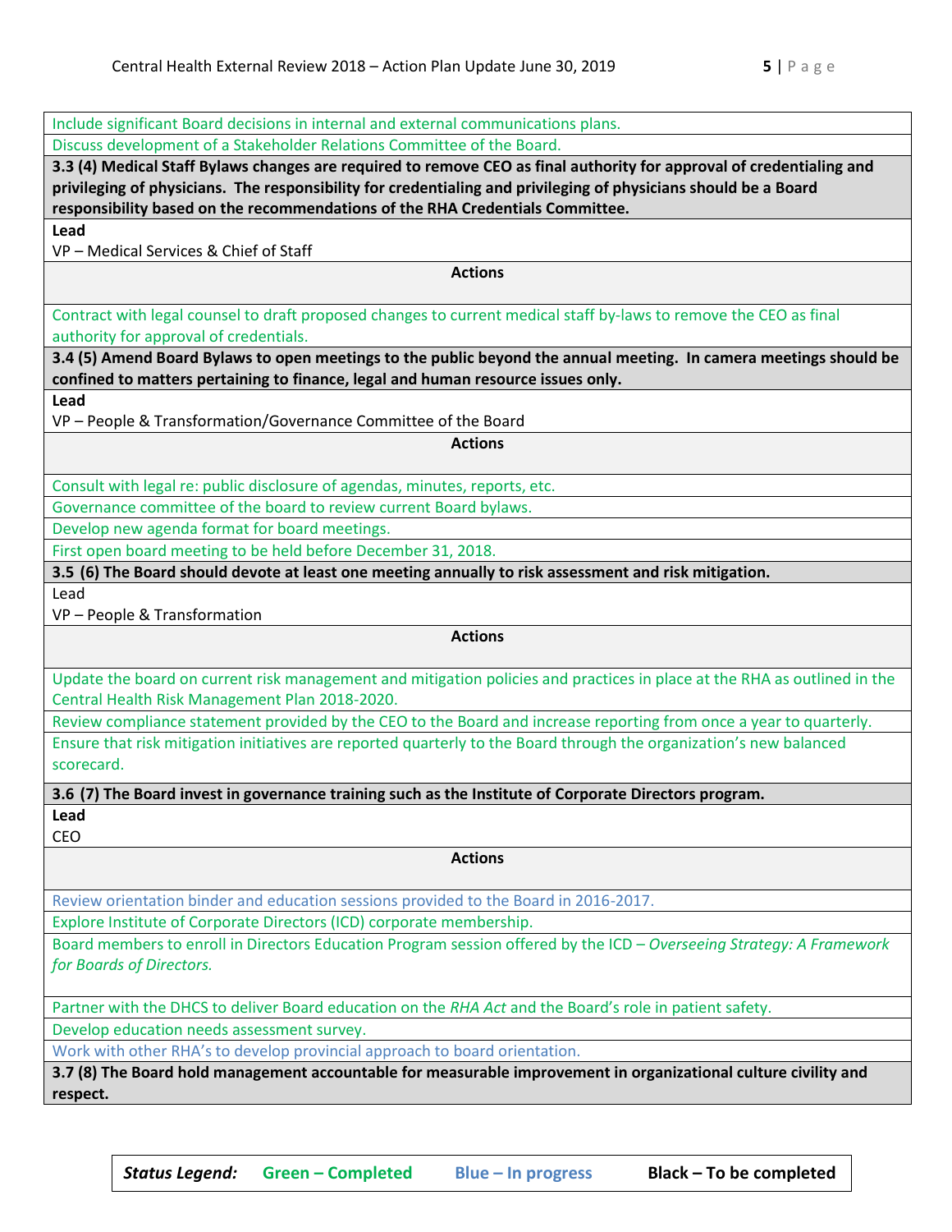| |
|---|
| Include significant Board decisions in internal and external communications plans. |
| Discuss development of a Stakeholder Relations Committee of the Board. |
| **3.3 (4) Medical Staff Bylaws changes are required to remove CEO as final authority for approval of credentialing and privileging of physicians. The responsibility for credentialing and privileging of physicians should be a Board responsibility based on the recommendations of the RHA Credentials Committee.** |
| **Lead**<br>VP – Medical Services & Chief of Staff |
| **Actions** |
| Contract with legal counsel to draft proposed changes to current medical staff by-laws to remove the CEO as final authority for approval of credentials. |
| **3.4 (5) Amend Board Bylaws to open meetings to the public beyond the annual meeting. In camera meetings should be confined to matters pertaining to finance, legal and human resource issues only.** |
| **Lead**<br>VP – People & Transformation/Governance Committee of the Board |
| **Actions** |
| Consult with legal re: public disclosure of agendas, minutes, reports, etc. |
| Governance committee of the board to review current Board bylaws. |
| Develop new agenda format for board meetings. |
| First open board meeting to be held before December 31, 2018. |
| **3.5 (6) The Board should devote at least one meeting annually to risk assessment and risk mitigation.** |
| Lead<br>VP – People & Transformation |
| **Actions** |
| Update the board on current risk management and mitigation policies and practices in place at the RHA as outlined in the Central Health Risk Management Plan 2018-2020. |
| Review compliance statement provided by the CEO to the Board and increase reporting from once a year to quarterly. |
| Ensure that risk mitigation initiatives are reported quarterly to the Board through the organization's new balanced scorecard. |
| **3.6 (7) The Board invest in governance training such as the Institute of Corporate Directors program.** |
| **Lead**<br>CEO |
| **Actions** |
| Review orientation binder and education sessions provided to the Board in 2016-2017. |
| Explore Institute of Corporate Directors (ICD) corporate membership. |
| Board members to enroll in Directors Education Program session offered by the ICD – *Overseeing Strategy: A Framework for Boards of Directors.* |
| Partner with the DHCS to deliver Board education on the *RHA Act* and the Board's role in patient safety. |
| Develop education needs assessment survey. |
| Work with other RHA's to develop provincial approach to board orientation. |
| **3.7 (8) The Board hold management accountable for measurable improvement in organizational culture civility and respect.** |

| ***Status Legend:*** | **Green – Completed** | **Blue – In progress** | **Black – To be completed** |
|---|---|---|---|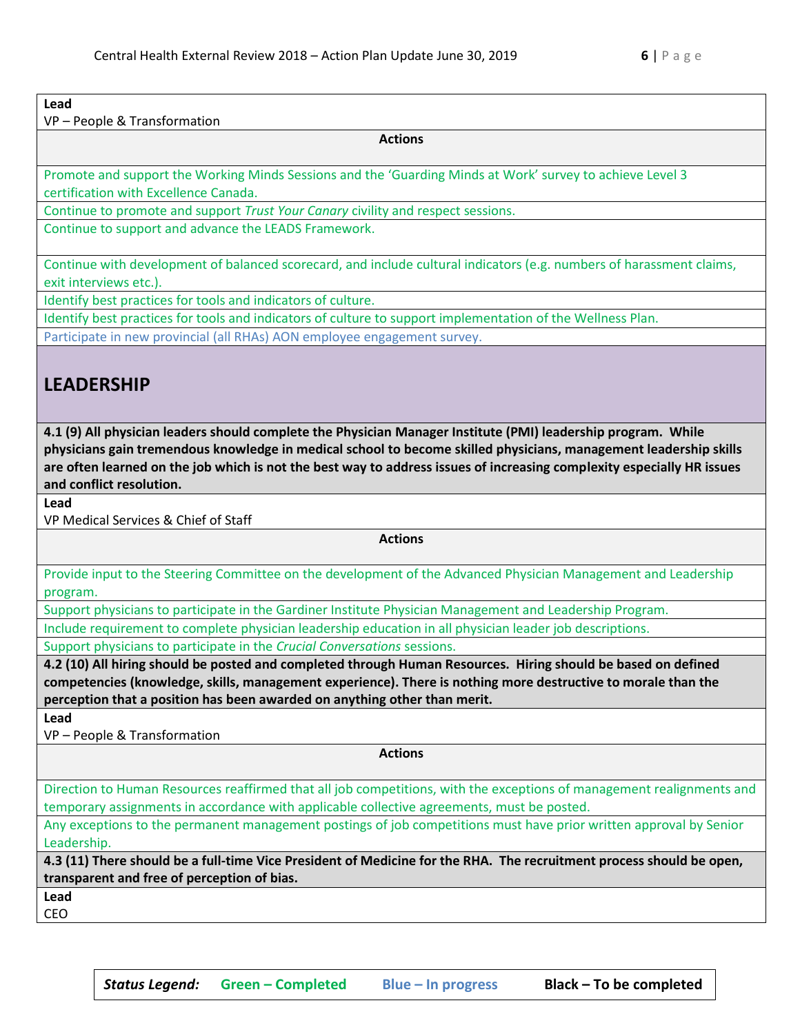**Lead**

VP – People & Transformation

**Actions**

- Promote and support the Working Minds Sessions and the 'Guarding Minds at Work' survey to achieve Level 3 certification with Excellence Canada.
- Continue to promote and support *Trust Your Canary* civility and respect sessions.
- Continue to support and advance the LEADS Framework.
- Continue with development of balanced scorecard, and include cultural indicators (e.g. numbers of harassment claims, exit interviews etc.).
- Identify best practices for tools and indicators of culture.
- Identify best practices for tools and indicators of culture to support implementation of the Wellness Plan.
- Participate in new provincial (all RHAs) AON employee engagement survey.

## LEADERSHIP

**4.1 (9) All physician leaders should complete the Physician Manager Institute (PMI) leadership program. While physicians gain tremendous knowledge in medical school to become skilled physicians, management leadership skills are often learned on the job which is not the best way to address issues of increasing complexity especially HR issues and conflict resolution.**

**Lead**

VP Medical Services & Chief of Staff

**Actions**

- Provide input to the Steering Committee on the development of the Advanced Physician Management and Leadership program.
- Support physicians to participate in the Gardiner Institute Physician Management and Leadership Program.
- Include requirement to complete physician leadership education in all physician leader job descriptions.
- Support physicians to participate in the *Crucial Conversations* sessions.

**4.2 (10) All hiring should be posted and completed through Human Resources. Hiring should be based on defined competencies (knowledge, skills, management experience). There is nothing more destructive to morale than the perception that a position has been awarded on anything other than merit.**

**Lead**

VP – People & Transformation

**Actions**

- Direction to Human Resources reaffirmed that all job competitions, with the exceptions of management realignments and temporary assignments in accordance with applicable collective agreements, must be posted.
- Any exceptions to the permanent management postings of job competitions must have prior written approval by Senior Leadership.

**4.3 (11) There should be a full-time Vice President of Medicine for the RHA. The recruitment process should be open, transparent and free of perception of bias.**

**Lead**

CEO

***Status Legend:*** **Green – Completed** **Blue – In progress** **Black – To be completed**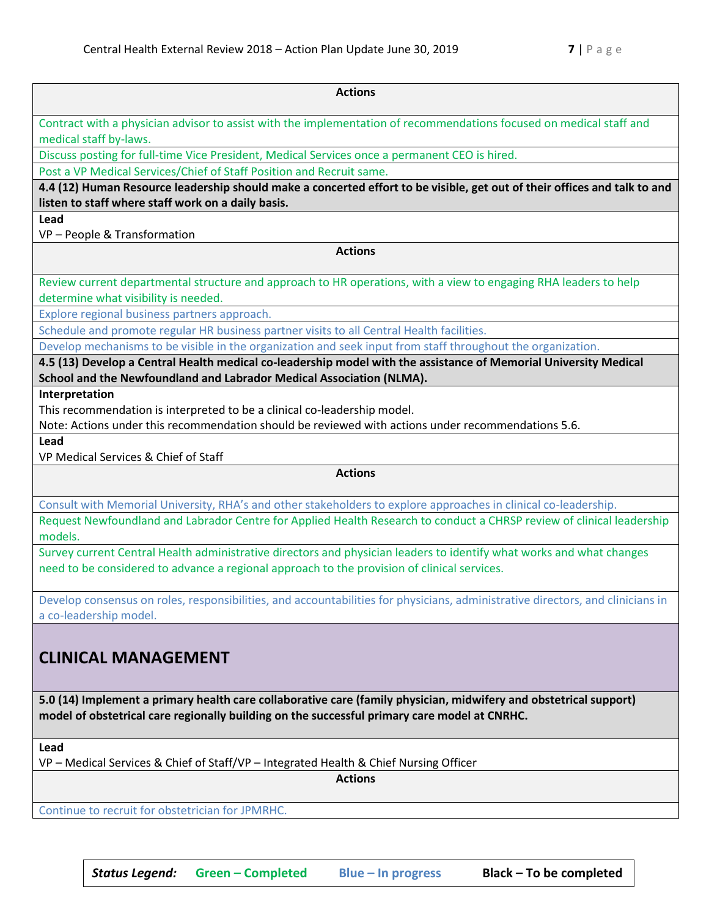**Actions**

Contract with a physician advisor to assist with the implementation of recommendations focused on medical staff and medical staff by-laws.

Discuss posting for full-time Vice President, Medical Services once a permanent CEO is hired.

Post a VP Medical Services/Chief of Staff Position and Recruit same.

**4.4 (12) Human Resource leadership should make a concerted effort to be visible, get out of their offices and talk to and listen to staff where staff work on a daily basis.**

**Lead**

VP – People & Transformation

**Actions**

Review current departmental structure and approach to HR operations, with a view to engaging RHA leaders to help determine what visibility is needed.

Explore regional business partners approach.

Schedule and promote regular HR business partner visits to all Central Health facilities.

Develop mechanisms to be visible in the organization and seek input from staff throughout the organization.

**4.5 (13) Develop a Central Health medical co-leadership model with the assistance of Memorial University Medical School and the Newfoundland and Labrador Medical Association (NLMA).**

**Interpretation**

This recommendation is interpreted to be a clinical co-leadership model.

Note: Actions under this recommendation should be reviewed with actions under recommendations 5.6.

**Lead**

VP Medical Services & Chief of Staff

**Actions**

Consult with Memorial University, RHA's and other stakeholders to explore approaches in clinical co-leadership.

Request Newfoundland and Labrador Centre for Applied Health Research to conduct a CHRSP review of clinical leadership models.

Survey current Central Health administrative directors and physician leaders to identify what works and what changes need to be considered to advance a regional approach to the provision of clinical services.

Develop consensus on roles, responsibilities, and accountabilities for physicians, administrative directors, and clinicians in a co-leadership model.

## CLINICAL MANAGEMENT

**5.0 (14) Implement a primary health care collaborative care (family physician, midwifery and obstetrical support) model of obstetrical care regionally building on the successful primary care model at CNRHC.**

**Lead**

VP – Medical Services & Chief of Staff/VP – Integrated Health & Chief Nursing Officer

**Actions**

Continue to recruit for obstetrician for JPMRHC.

| *Status Legend:* | Green – Completed | Blue – In progress | Black – To be completed |
|---|---|---|---|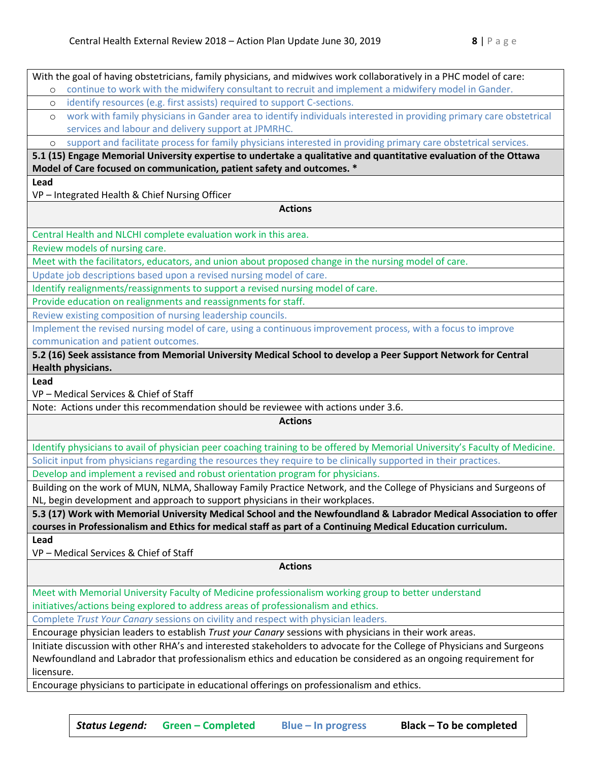With the goal of having obstetricians, family physicians, and midwives work collaboratively in a PHC model of care:

- continue to work with the midwifery consultant to recruit and implement a midwifery model in Gander.
- identify resources (e.g. first assists) required to support C-sections.
- work with family physicians in Gander area to identify individuals interested in providing primary care obstetrical services and labour and delivery support at JPMRHC.
- support and facilitate process for family physicians interested in providing primary care obstetrical services.

**5.1 (15) Engage Memorial University expertise to undertake a qualitative and quantitative evaluation of the Ottawa Model of Care focused on communication, patient safety and outcomes. ***

**Lead**

VP – Integrated Health & Chief Nursing Officer

**Actions**

- Central Health and NLCHI complete evaluation work in this area.
- Review models of nursing care.
- Meet with the facilitators, educators, and union about proposed change in the nursing model of care.
- Update job descriptions based upon a revised nursing model of care.
- Identify realignments/reassignments to support a revised nursing model of care.
- Provide education on realignments and reassignments for staff.
- Review existing composition of nursing leadership councils.
- Implement the revised nursing model of care, using a continuous improvement process, with a focus to improve communication and patient outcomes.

**5.2 (16) Seek assistance from Memorial University Medical School to develop a Peer Support Network for Central Health physicians.**

**Lead**

VP – Medical Services & Chief of Staff

Note: Actions under this recommendation should be reviewee with actions under 3.6.

**Actions**

- Identify physicians to avail of physician peer coaching training to be offered by Memorial University's Faculty of Medicine.
- Solicit input from physicians regarding the resources they require to be clinically supported in their practices.
- Develop and implement a revised and robust orientation program for physicians.
- Building on the work of MUN, NLMA, Shalloway Family Practice Network, and the College of Physicians and Surgeons of NL, begin development and approach to support physicians in their workplaces.

**5.3 (17) Work with Memorial University Medical School and the Newfoundland & Labrador Medical Association to offer courses in Professionalism and Ethics for medical staff as part of a Continuing Medical Education curriculum.**

**Lead**

VP – Medical Services & Chief of Staff

**Actions**

- Meet with Memorial University Faculty of Medicine professionalism working group to better understand initiatives/actions being explored to address areas of professionalism and ethics.
- Complete *Trust Your Canary* sessions on civility and respect with physician leaders.
- Encourage physician leaders to establish *Trust your Canary* sessions with physicians in their work areas.
- Initiate discussion with other RHA's and interested stakeholders to advocate for the College of Physicians and Surgeons Newfoundland and Labrador that professionalism ethics and education be considered as an ongoing requirement for licensure.
- Encourage physicians to participate in educational offerings on professionalism and ethics.

***Status Legend:*** **Green – Completed** **Blue – In progress** **Black – To be completed**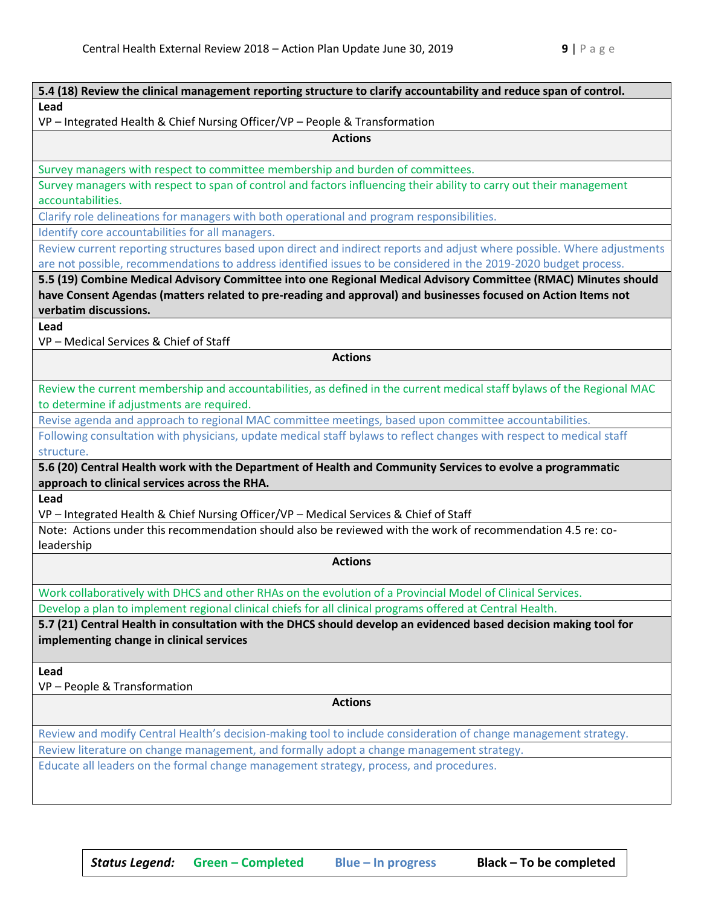**5.4 (18) Review the clinical management reporting structure to clarify accountability and reduce span of control.**

**Lead**

VP – Integrated Health & Chief Nursing Officer/VP – People & Transformation

**Actions**

- Survey managers with respect to committee membership and burden of committees.
- Survey managers with respect to span of control and factors influencing their ability to carry out their management accountabilities.
- Clarify role delineations for managers with both operational and program responsibilities.
- Identify core accountabilities for all managers.
- Review current reporting structures based upon direct and indirect reports and adjust where possible. Where adjustments are not possible, recommendations to address identified issues to be considered in the 2019-2020 budget process.

**5.5 (19) Combine Medical Advisory Committee into one Regional Medical Advisory Committee (RMAC) Minutes should have Consent Agendas (matters related to pre-reading and approval) and businesses focused on Action Items not verbatim discussions.**

**Lead**

VP – Medical Services & Chief of Staff

**Actions**

- Review the current membership and accountabilities, as defined in the current medical staff bylaws of the Regional MAC to determine if adjustments are required.
- Revise agenda and approach to regional MAC committee meetings, based upon committee accountabilities.
- Following consultation with physicians, update medical staff bylaws to reflect changes with respect to medical staff structure.

**5.6 (20) Central Health work with the Department of Health and Community Services to evolve a programmatic approach to clinical services across the RHA.**

**Lead**

VP – Integrated Health & Chief Nursing Officer/VP – Medical Services & Chief of Staff

Note: Actions under this recommendation should also be reviewed with the work of recommendation 4.5 re: co-leadership

**Actions**

- Work collaboratively with DHCS and other RHAs on the evolution of a Provincial Model of Clinical Services.
- Develop a plan to implement regional clinical chiefs for all clinical programs offered at Central Health.

**5.7 (21) Central Health in consultation with the DHCS should develop an evidenced based decision making tool for implementing change in clinical services**

**Lead**

VP – People & Transformation

**Actions**

- Review and modify Central Health's decision-making tool to include consideration of change management strategy.
- Review literature on change management, and formally adopt a change management strategy.
- Educate all leaders on the formal change management strategy, process, and procedures.

***Status Legend:*** **Green – Completed** **Blue – In progress** **Black – To be completed**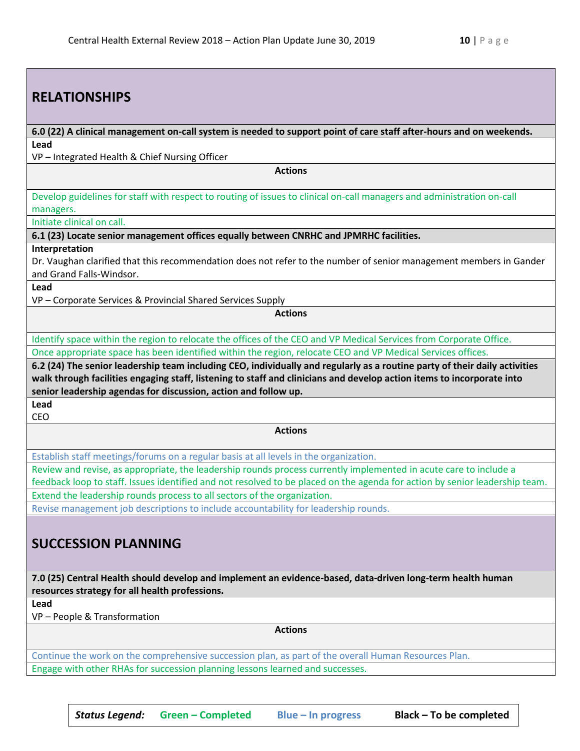## RELATIONSHIPS

**6.0 (22) A clinical management on-call system is needed to support point of care staff after-hours and on weekends.**

**Lead**

VP – Integrated Health & Chief Nursing Officer

**Actions**

Develop guidelines for staff with respect to routing of issues to clinical on-call managers and administration on-call managers.

Initiate clinical on call.

**6.1 (23) Locate senior management offices equally between CNRHC and JPMRHC facilities.**

**Interpretation**

Dr. Vaughan clarified that this recommendation does not refer to the number of senior management members in Gander and Grand Falls-Windsor.

**Lead**

VP – Corporate Services & Provincial Shared Services Supply

**Actions**

Identify space within the region to relocate the offices of the CEO and VP Medical Services from Corporate Office.

Once appropriate space has been identified within the region, relocate CEO and VP Medical Services offices.

**6.2 (24) The senior leadership team including CEO, individually and regularly as a routine party of their daily activities walk through facilities engaging staff, listening to staff and clinicians and develop action items to incorporate into senior leadership agendas for discussion, action and follow up.**

**Lead**

CEO

**Actions**

Establish staff meetings/forums on a regular basis at all levels in the organization.

Review and revise, as appropriate, the leadership rounds process currently implemented in acute care to include a feedback loop to staff. Issues identified and not resolved to be placed on the agenda for action by senior leadership team.

Extend the leadership rounds process to all sectors of the organization.

Revise management job descriptions to include accountability for leadership rounds.

## SUCCESSION PLANNING

**7.0 (25) Central Health should develop and implement an evidence-based, data-driven long-term health human resources strategy for all health professions.**

**Lead**

VP – People & Transformation

**Actions**

Continue the work on the comprehensive succession plan, as part of the overall Human Resources Plan.

Engage with other RHAs for succession planning lessons learned and successes.

***Status Legend:*** **Green – Completed** **Blue – In progress** **Black – To be completed**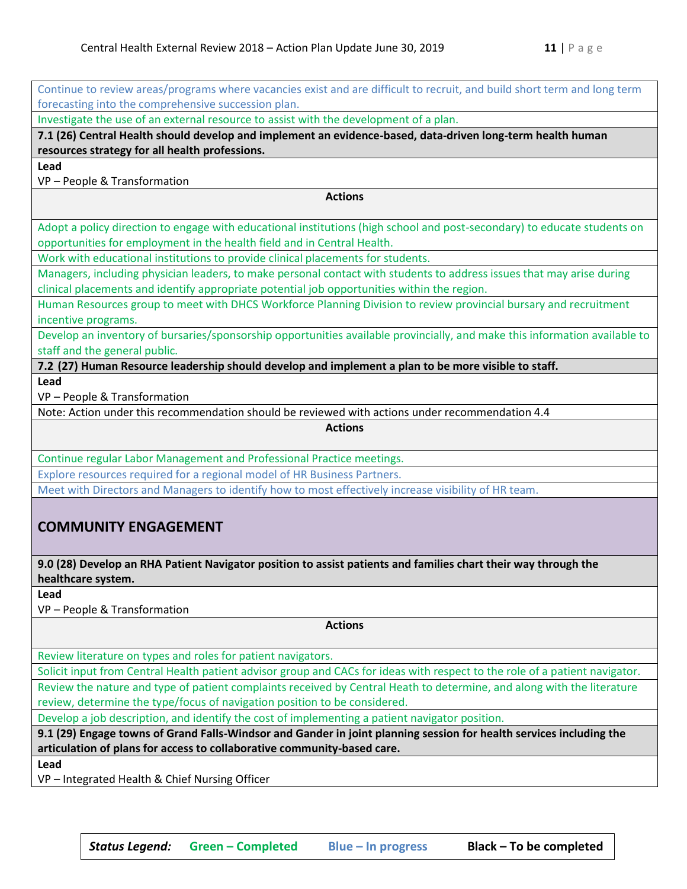Continue to review areas/programs where vacancies exist and are difficult to recruit, and build short term and long term forecasting into the comprehensive succession plan.

Investigate the use of an external resource to assist with the development of a plan.

**7.1 (26) Central Health should develop and implement an evidence-based, data-driven long-term health human resources strategy for all health professions.**

**Lead**

VP – People & Transformation

**Actions**

Adopt a policy direction to engage with educational institutions (high school and post-secondary) to educate students on opportunities for employment in the health field and in Central Health.

Work with educational institutions to provide clinical placements for students.

Managers, including physician leaders, to make personal contact with students to address issues that may arise during clinical placements and identify appropriate potential job opportunities within the region.

Human Resources group to meet with DHCS Workforce Planning Division to review provincial bursary and recruitment incentive programs.

Develop an inventory of bursaries/sponsorship opportunities available provincially, and make this information available to staff and the general public.

**7.2 (27) Human Resource leadership should develop and implement a plan to be more visible to staff.**

**Lead**

VP – People & Transformation

Note: Action under this recommendation should be reviewed with actions under recommendation 4.4

**Actions**

Continue regular Labor Management and Professional Practice meetings.

Explore resources required for a regional model of HR Business Partners.

Meet with Directors and Managers to identify how to most effectively increase visibility of HR team.

## COMMUNITY ENGAGEMENT

**9.0 (28) Develop an RHA Patient Navigator position to assist patients and families chart their way through the healthcare system.**

**Lead**

VP – People & Transformation

**Actions**

Review literature on types and roles for patient navigators.

Solicit input from Central Health patient advisor group and CACs for ideas with respect to the role of a patient navigator.

Review the nature and type of patient complaints received by Central Heath to determine, and along with the literature review, determine the type/focus of navigation position to be considered.

Develop a job description, and identify the cost of implementing a patient navigator position.

**9.1 (29) Engage towns of Grand Falls-Windsor and Gander in joint planning session for health services including the articulation of plans for access to collaborative community-based care.**

**Lead**

VP – Integrated Health & Chief Nursing Officer

***Status Legend:*** **Green – Completed** **Blue – In progress** **Black – To be completed**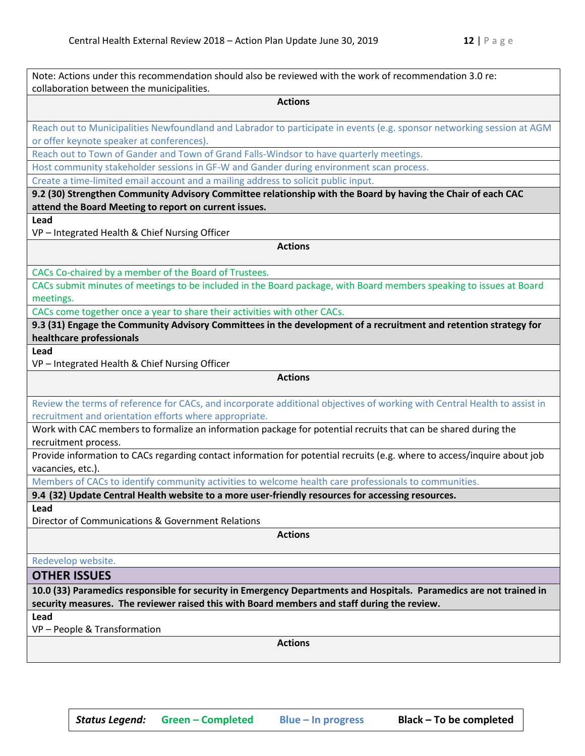Note: Actions under this recommendation should also be reviewed with the work of recommendation 3.0 re: collaboration between the municipalities.

**Actions**

Reach out to Municipalities Newfoundland and Labrador to participate in events (e.g. sponsor networking session at AGM or offer keynote speaker at conferences).

Reach out to Town of Gander and Town of Grand Falls-Windsor to have quarterly meetings.

Host community stakeholder sessions in GF-W and Gander during environment scan process.

Create a time-limited email account and a mailing address to solicit public input.

**9.2 (30) Strengthen Community Advisory Committee relationship with the Board by having the Chair of each CAC attend the Board Meeting to report on current issues.**

**Lead**

VP – Integrated Health & Chief Nursing Officer

**Actions**

CACs Co-chaired by a member of the Board of Trustees.

CACs submit minutes of meetings to be included in the Board package, with Board members speaking to issues at Board meetings.

CACs come together once a year to share their activities with other CACs.

**9.3 (31) Engage the Community Advisory Committees in the development of a recruitment and retention strategy for healthcare professionals**

**Lead**

VP – Integrated Health & Chief Nursing Officer

**Actions**

Review the terms of reference for CACs, and incorporate additional objectives of working with Central Health to assist in recruitment and orientation efforts where appropriate.

Work with CAC members to formalize an information package for potential recruits that can be shared during the recruitment process.

Provide information to CACs regarding contact information for potential recruits (e.g. where to access/inquire about job vacancies, etc.).

Members of CACs to identify community activities to welcome health care professionals to communities.

**9.4 (32) Update Central Health website to a more user-friendly resources for accessing resources.**

**Lead**

Director of Communications & Government Relations

**Actions**

Redevelop website.

## OTHER ISSUES

**10.0 (33) Paramedics responsible for security in Emergency Departments and Hospitals. Paramedics are not trained in security measures. The reviewer raised this with Board members and staff during the review.**

**Lead**

VP – People & Transformation

**Actions**

***Status Legend:*** **Green – Completed** **Blue – In progress** **Black – To be completed**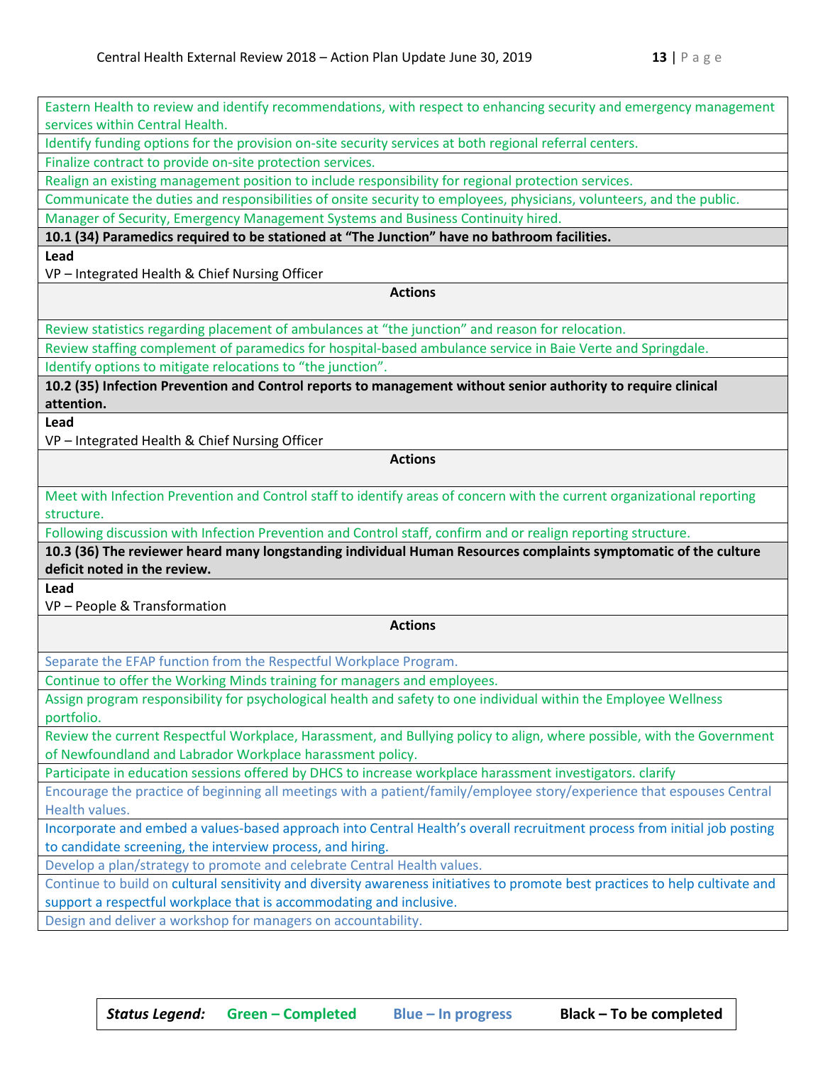| |
|---|
| Eastern Health to review and identify recommendations, with respect to enhancing security and emergency management services within Central Health. |
| Identify funding options for the provision on-site security services at both regional referral centers. |
| Finalize contract to provide on-site protection services. |
| Realign an existing management position to include responsibility for regional protection services. |
| Communicate the duties and responsibilities of onsite security to employees, physicians, volunteers, and the public. |
| Manager of Security, Emergency Management Systems and Business Continuity hired. |
| **10.1 (34) Paramedics required to be stationed at "The Junction" have no bathroom facilities.** |
| **Lead**<br>VP – Integrated Health & Chief Nursing Officer |
| **Actions** |
| Review statistics regarding placement of ambulances at "the junction" and reason for relocation. |
| Review staffing complement of paramedics for hospital-based ambulance service in Baie Verte and Springdale. |
| Identify options to mitigate relocations to "the junction". |
| **10.2 (35) Infection Prevention and Control reports to management without senior authority to require clinical attention.** |
| **Lead**<br>VP – Integrated Health & Chief Nursing Officer |
| **Actions** |
| Meet with Infection Prevention and Control staff to identify areas of concern with the current organizational reporting structure. |
| Following discussion with Infection Prevention and Control staff, confirm and or realign reporting structure. |
| **10.3 (36) The reviewer heard many longstanding individual Human Resources complaints symptomatic of the culture deficit noted in the review.** |
| **Lead**<br>VP – People & Transformation |
| **Actions** |
| Separate the EFAP function from the Respectful Workplace Program. |
| Continue to offer the Working Minds training for managers and employees. |
| Assign program responsibility for psychological health and safety to one individual within the Employee Wellness portfolio. |
| Review the current Respectful Workplace, Harassment, and Bullying policy to align, where possible, with the Government of Newfoundland and Labrador Workplace harassment policy. |
| Participate in education sessions offered by DHCS to increase workplace harassment investigators. clarify |
| Encourage the practice of beginning all meetings with a patient/family/employee story/experience that espouses Central Health values. |
| Incorporate and embed a values-based approach into Central Health's overall recruitment process from initial job posting to candidate screening, the interview process, and hiring. |
| Develop a plan/strategy to promote and celebrate Central Health values. |
| Continue to build on cultural sensitivity and diversity awareness initiatives to promote best practices to help cultivate and support a respectful workplace that is accommodating and inclusive. |
| Design and deliver a workshop for managers on accountability. |

***Status Legend:*** **Green – Completed** **Blue – In progress** **Black – To be completed**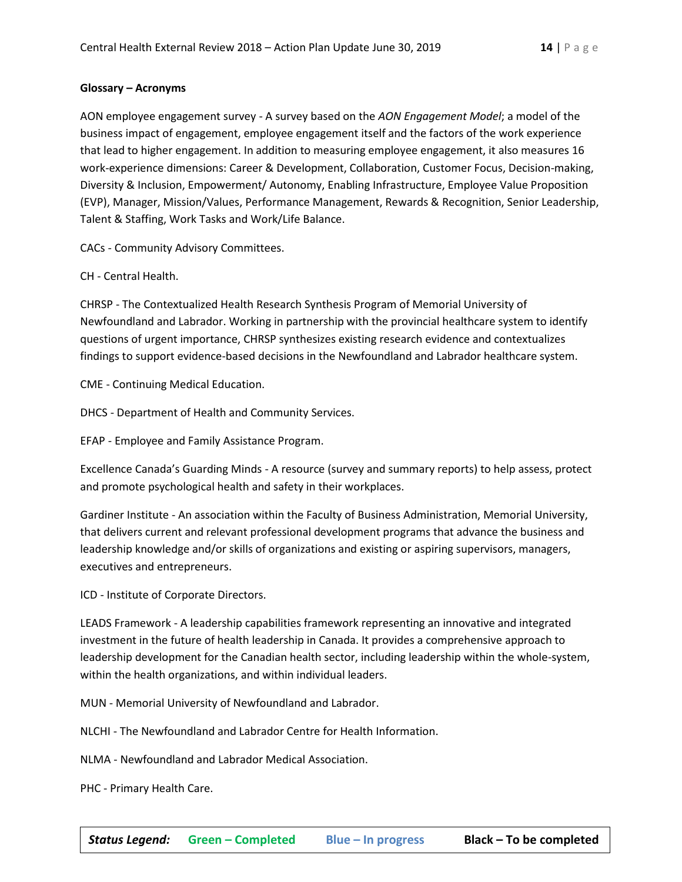**Glossary – Acronyms**

AON employee engagement survey - A survey based on the *AON Engagement Model*; a model of the business impact of engagement, employee engagement itself and the factors of the work experience that lead to higher engagement. In addition to measuring employee engagement, it also measures 16 work-experience dimensions: Career & Development, Collaboration, Customer Focus, Decision-making, Diversity & Inclusion, Empowerment/ Autonomy, Enabling Infrastructure, Employee Value Proposition (EVP), Manager, Mission/Values, Performance Management, Rewards & Recognition, Senior Leadership, Talent & Staffing, Work Tasks and Work/Life Balance.

CACs - Community Advisory Committees.

CH - Central Health.

CHRSP - The Contextualized Health Research Synthesis Program of Memorial University of Newfoundland and Labrador. Working in partnership with the provincial healthcare system to identify questions of urgent importance, CHRSP synthesizes existing research evidence and contextualizes findings to support evidence-based decisions in the Newfoundland and Labrador healthcare system.

CME - Continuing Medical Education.

DHCS - Department of Health and Community Services.

EFAP - Employee and Family Assistance Program.

Excellence Canada's Guarding Minds - A resource (survey and summary reports) to help assess, protect and promote psychological health and safety in their workplaces.

Gardiner Institute - An association within the Faculty of Business Administration, Memorial University, that delivers current and relevant professional development programs that advance the business and leadership knowledge and/or skills of organizations and existing or aspiring supervisors, managers, executives and entrepreneurs.

ICD - Institute of Corporate Directors.

LEADS Framework - A leadership capabilities framework representing an innovative and integrated investment in the future of health leadership in Canada. It provides a comprehensive approach to leadership development for the Canadian health sector, including leadership within the whole-system, within the health organizations, and within individual leaders.

MUN - Memorial University of Newfoundland and Labrador.

NLCHI - The Newfoundland and Labrador Centre for Health Information.

NLMA - Newfoundland and Labrador Medical Association.

PHC - Primary Health Care.

| ***Status Legend:*** | **Green – Completed** | **Blue – In progress** | **Black – To be completed** |
|---|---|---|---|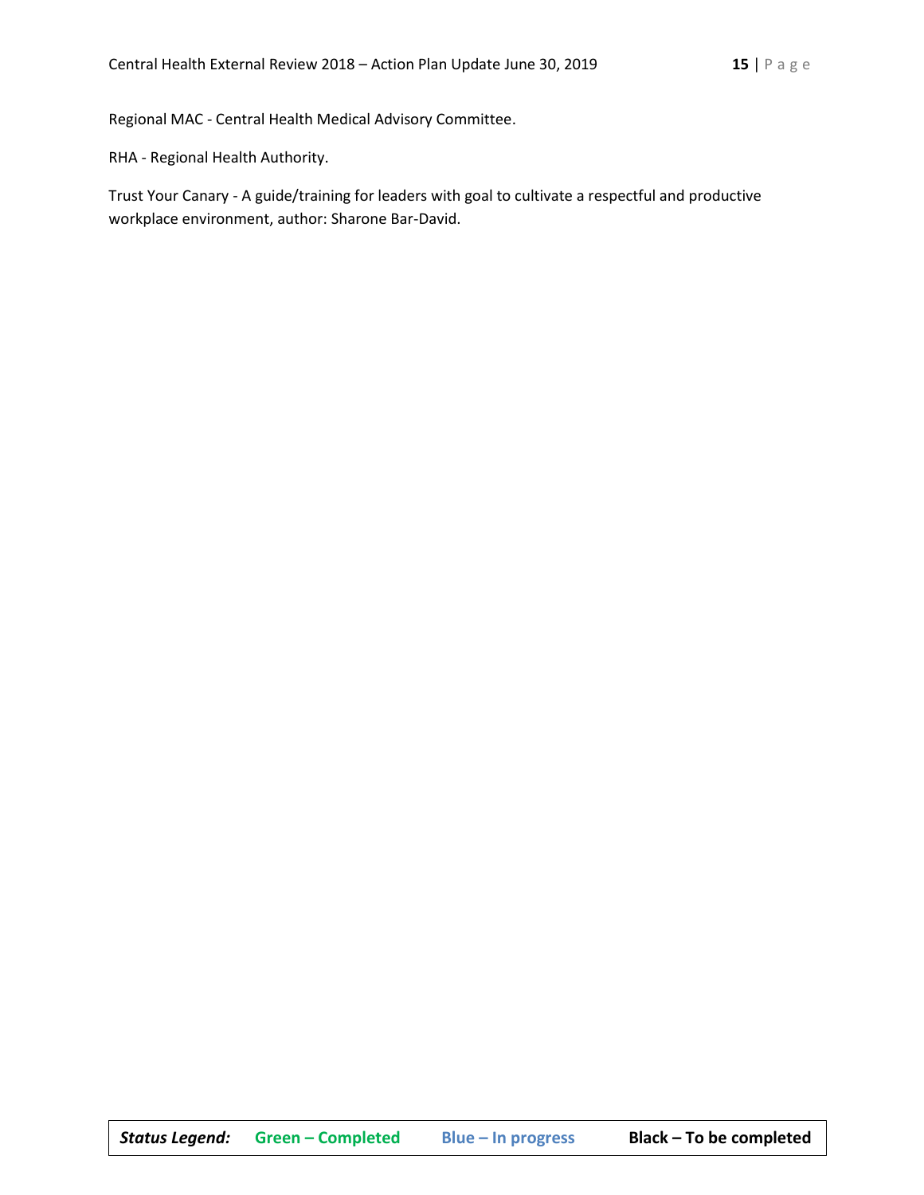Regional MAC - Central Health Medical Advisory Committee.

RHA - Regional Health Authority.

Trust Your Canary - A guide/training for leaders with goal to cultivate a respectful and productive workplace environment, author: Sharone Bar-David.